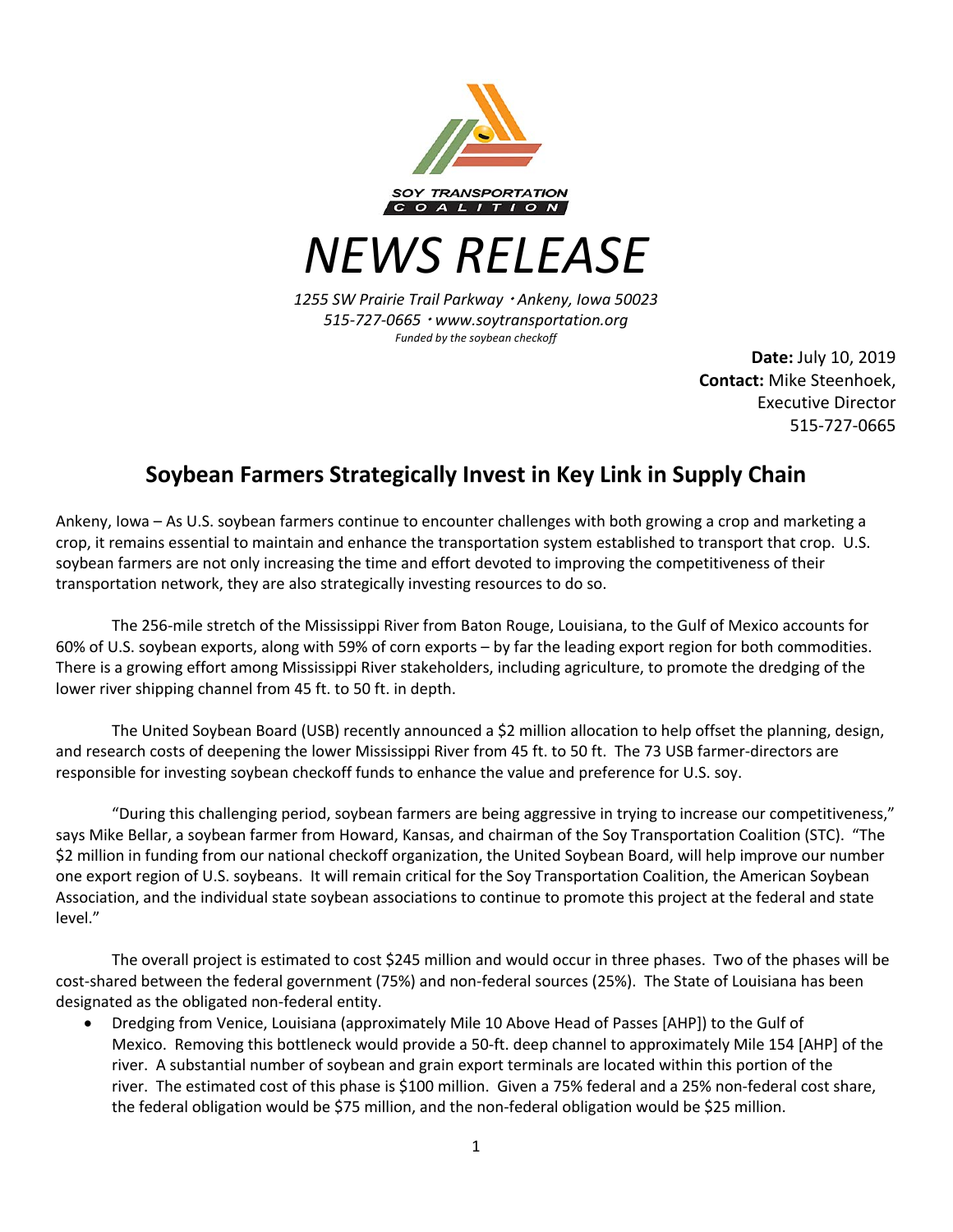SOY TRANSPORTATION COALITION

# NEWS RELEASE

*1255 SW Prairie Trail Parkway・Ankeny, Iowa 50023*
*515-727-0665・www.soytransportation.org*
*Funded by the soybean checkoff*

**Date:** July 10, 2019
**Contact:** Mike Steenhoek, Executive Director
515-727-0665

## Soybean Farmers Strategically Invest in Key Link in Supply Chain

Ankeny, Iowa – As U.S. soybean farmers continue to encounter challenges with both growing a crop and marketing a crop, it remains essential to maintain and enhance the transportation system established to transport that crop. U.S. soybean farmers are not only increasing the time and effort devoted to improving the competitiveness of their transportation network, they are also strategically investing resources to do so.

The 256-mile stretch of the Mississippi River from Baton Rouge, Louisiana, to the Gulf of Mexico accounts for 60% of U.S. soybean exports, along with 59% of corn exports – by far the leading export region for both commodities. There is a growing effort among Mississippi River stakeholders, including agriculture, to promote the dredging of the lower river shipping channel from 45 ft. to 50 ft. in depth.

The United Soybean Board (USB) recently announced a $2 million allocation to help offset the planning, design, and research costs of deepening the lower Mississippi River from 45 ft. to 50 ft. The 73 USB farmer-directors are responsible for investing soybean checkoff funds to enhance the value and preference for U.S. soy.

"During this challenging period, soybean farmers are being aggressive in trying to increase our competitiveness," says Mike Bellar, a soybean farmer from Howard, Kansas, and chairman of the Soy Transportation Coalition (STC). "The $2 million in funding from our national checkoff organization, the United Soybean Board, will help improve our number one export region of U.S. soybeans. It will remain critical for the Soy Transportation Coalition, the American Soybean Association, and the individual state soybean associations to continue to promote this project at the federal and state level."

The overall project is estimated to cost $245 million and would occur in three phases. Two of the phases will be cost-shared between the federal government (75%) and non-federal sources (25%). The State of Louisiana has been designated as the obligated non-federal entity.

- Dredging from Venice, Louisiana (approximately Mile 10 Above Head of Passes [AHP]) to the Gulf of Mexico. Removing this bottleneck would provide a 50-ft. deep channel to approximately Mile 154 [AHP] of the river. A substantial number of soybean and grain export terminals are located within this portion of the river. The estimated cost of this phase is $100 million. Given a 75% federal and a 25% non-federal cost share, the federal obligation would be $75 million, and the non-federal obligation would be $25 million.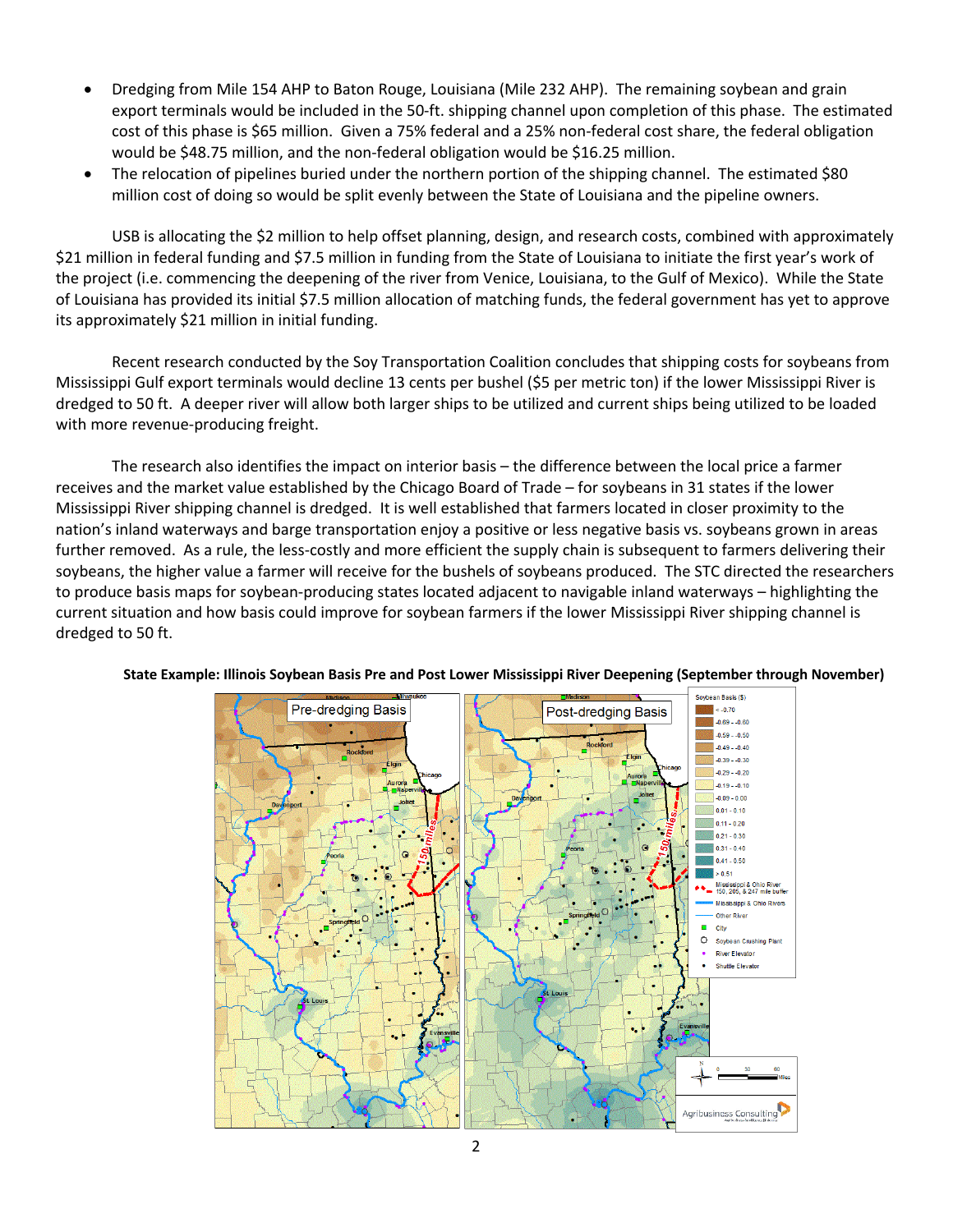- Dredging from Mile 154 AHP to Baton Rouge, Louisiana (Mile 232 AHP). The remaining soybean and grain export terminals would be included in the 50-ft. shipping channel upon completion of this phase. The estimated cost of this phase is $65 million. Given a 75% federal and a 25% non-federal cost share, the federal obligation would be $48.75 million, and the non-federal obligation would be $16.25 million.
- The relocation of pipelines buried under the northern portion of the shipping channel. The estimated $80 million cost of doing so would be split evenly between the State of Louisiana and the pipeline owners.

USB is allocating the $2 million to help offset planning, design, and research costs, combined with approximately $21 million in federal funding and $7.5 million in funding from the State of Louisiana to initiate the first year's work of the project (i.e. commencing the deepening of the river from Venice, Louisiana, to the Gulf of Mexico). While the State of Louisiana has provided its initial $7.5 million allocation of matching funds, the federal government has yet to approve its approximately $21 million in initial funding.

Recent research conducted by the Soy Transportation Coalition concludes that shipping costs for soybeans from Mississippi Gulf export terminals would decline 13 cents per bushel ($5 per metric ton) if the lower Mississippi River is dredged to 50 ft. A deeper river will allow both larger ships to be utilized and current ships being utilized to be loaded with more revenue-producing freight.

The research also identifies the impact on interior basis – the difference between the local price a farmer receives and the market value established by the Chicago Board of Trade – for soybeans in 31 states if the lower Mississippi River shipping channel is dredged. It is well established that farmers located in closer proximity to the nation's inland waterways and barge transportation enjoy a positive or less negative basis vs. soybeans grown in areas further removed. As a rule, the less-costly and more efficient the supply chain is subsequent to farmers delivering their soybeans, the higher value a farmer will receive for the bushels of soybeans produced. The STC directed the researchers to produce basis maps for soybean-producing states located adjacent to navigable inland waterways – highlighting the current situation and how basis could improve for soybean farmers if the lower Mississippi River shipping channel is dredged to 50 ft.

**State Example: Illinois Soybean Basis Pre and Post Lower Mississippi River Deepening (September through November)**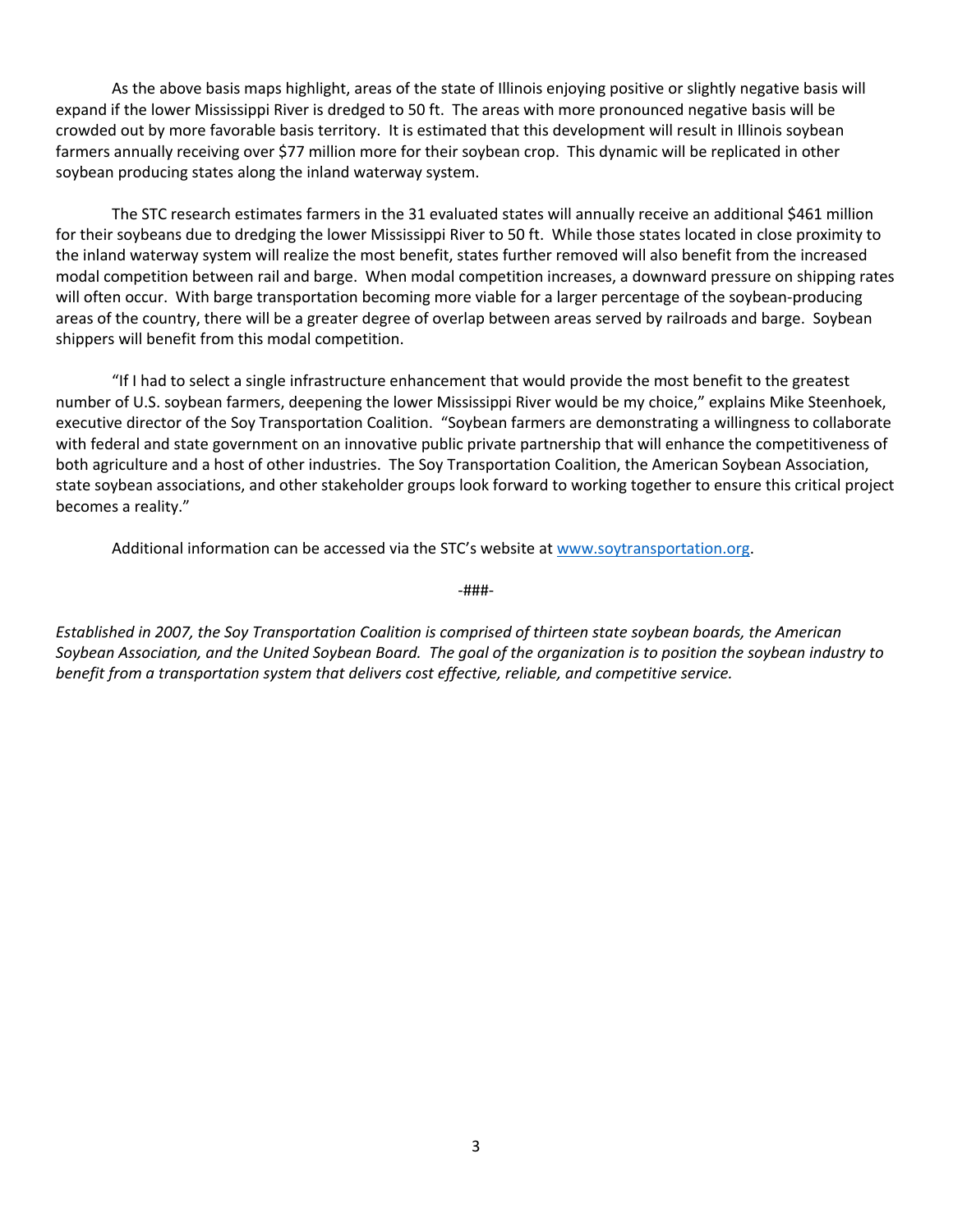As the above basis maps highlight, areas of the state of Illinois enjoying positive or slightly negative basis will expand if the lower Mississippi River is dredged to 50 ft. The areas with more pronounced negative basis will be crowded out by more favorable basis territory. It is estimated that this development will result in Illinois soybean farmers annually receiving over $77 million more for their soybean crop. This dynamic will be replicated in other soybean producing states along the inland waterway system.

The STC research estimates farmers in the 31 evaluated states will annually receive an additional $461 million for their soybeans due to dredging the lower Mississippi River to 50 ft. While those states located in close proximity to the inland waterway system will realize the most benefit, states further removed will also benefit from the increased modal competition between rail and barge. When modal competition increases, a downward pressure on shipping rates will often occur. With barge transportation becoming more viable for a larger percentage of the soybean-producing areas of the country, there will be a greater degree of overlap between areas served by railroads and barge. Soybean shippers will benefit from this modal competition.

"If I had to select a single infrastructure enhancement that would provide the most benefit to the greatest number of U.S. soybean farmers, deepening the lower Mississippi River would be my choice," explains Mike Steenhoek, executive director of the Soy Transportation Coalition. "Soybean farmers are demonstrating a willingness to collaborate with federal and state government on an innovative public private partnership that will enhance the competitiveness of both agriculture and a host of other industries. The Soy Transportation Coalition, the American Soybean Association, state soybean associations, and other stakeholder groups look forward to working together to ensure this critical project becomes a reality."

Additional information can be accessed via the STC's website at [www.soytransportation.org](http://www.soytransportation.org).

-###-

*Established in 2007, the Soy Transportation Coalition is comprised of thirteen state soybean boards, the American Soybean Association, and the United Soybean Board. The goal of the organization is to position the soybean industry to benefit from a transportation system that delivers cost effective, reliable, and competitive service.*